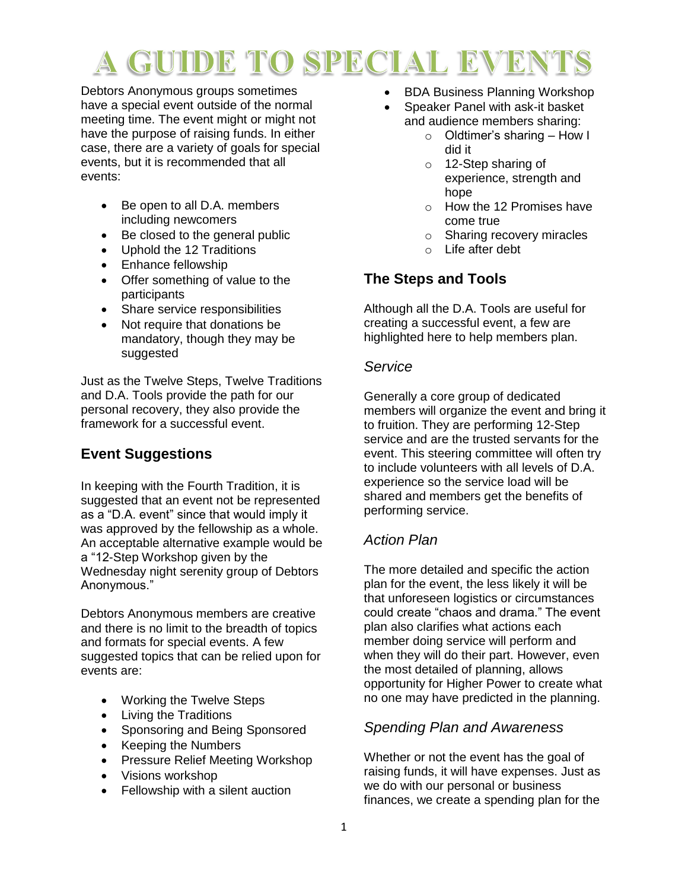# A GUIDE TO SPECIAL EVENTS

Debtors Anonymous groups sometimes have a special event outside of the normal meeting time. The event might or might not have the purpose of raising funds. In either case, there are a variety of goals for special events, but it is recommended that all events:

- Be open to all D.A. members including newcomers
- Be closed to the general public
- Uphold the 12 Traditions
- Enhance fellowship
- Offer something of value to the participants
- Share service responsibilities
- Not require that donations be mandatory, though they may be suggested

Just as the Twelve Steps, Twelve Traditions and D.A. Tools provide the path for our personal recovery, they also provide the framework for a successful event.

## Event Suggestions

In keeping with the Fourth Tradition, it is suggested that an event not be represented as a "D.A. event" since that would imply it was approved by the fellowship as a whole. An acceptable alternative example would be a "12-Step Workshop given by the Wednesday night serenity group of Debtors Anonymous."

Debtors Anonymous members are creative and there is no limit to the breadth of topics and formats for special events. A few suggested topics that can be relied upon for events are:

- Working the Twelve Steps
- Living the Traditions
- Sponsoring and Being Sponsored
- Keeping the Numbers
- Pressure Relief Meeting Workshop
- Visions workshop
- Fellowship with a silent auction
- BDA Business Planning Workshop
- Speaker Panel with ask-it basket and audience members sharing:
  - Oldtimer's sharing – How I did it
  - 12-Step sharing of experience, strength and hope
  - How the 12 Promises have come true
  - Sharing recovery miracles
  - Life after debt

## The Steps and Tools

Although all the D.A. Tools are useful for creating a successful event, a few are highlighted here to help members plan.

### *Service*

Generally a core group of dedicated members will organize the event and bring it to fruition. They are performing 12-Step service and are the trusted servants for the event. This steering committee will often try to include volunteers with all levels of D.A. experience so the service load will be shared and members get the benefits of performing service.

### *Action Plan*

The more detailed and specific the action plan for the event, the less likely it will be that unforeseen logistics or circumstances could create "chaos and drama." The event plan also clarifies what actions each member doing service will perform and when they will do their part. However, even the most detailed of planning, allows opportunity for Higher Power to create what no one may have predicted in the planning.

### *Spending Plan and Awareness*

Whether or not the event has the goal of raising funds, it will have expenses. Just as we do with our personal or business finances, we create a spending plan for the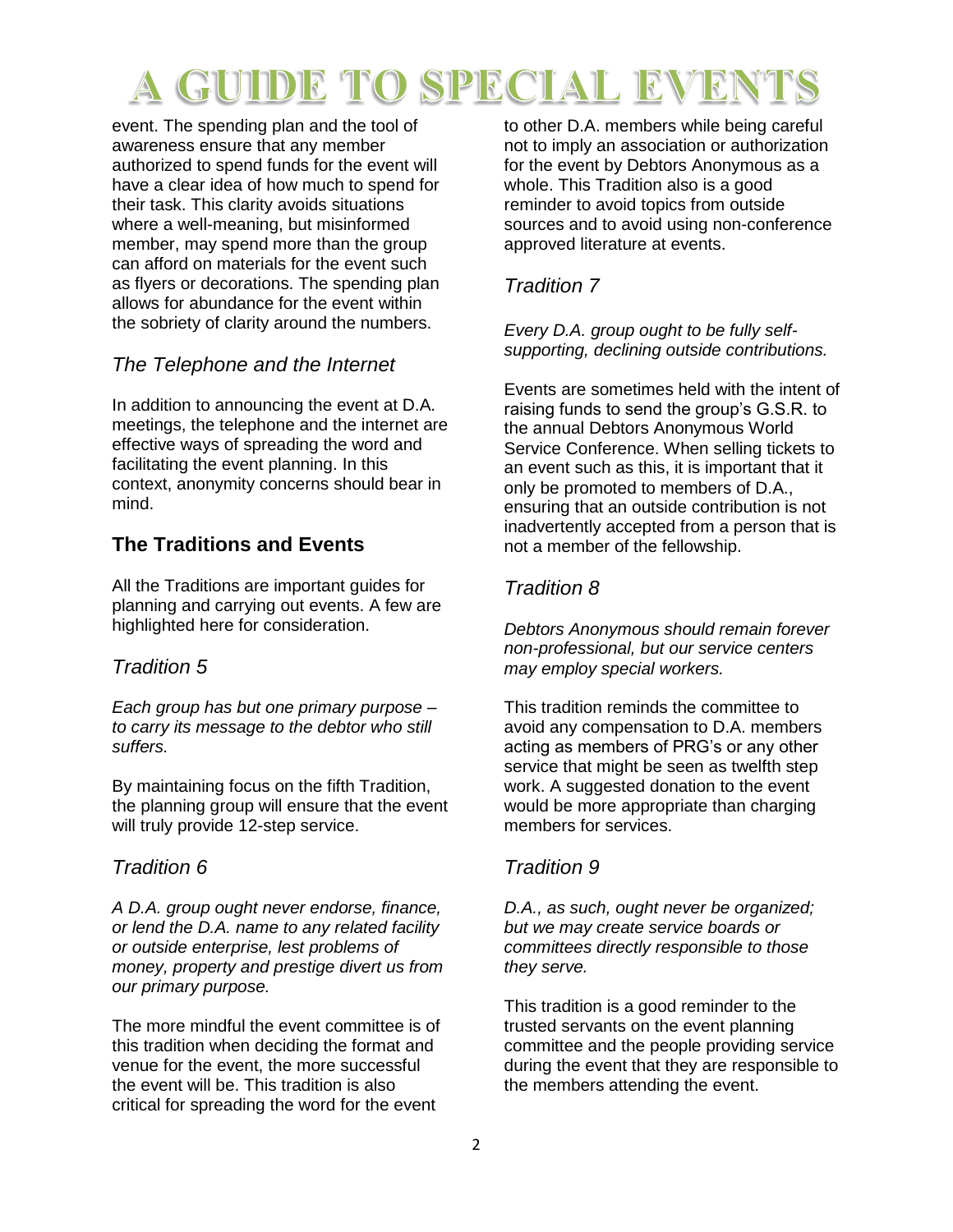event. The spending plan and the tool of awareness ensure that any member authorized to spend funds for the event will have a clear idea of how much to spend for their task. This clarity avoids situations where a well-meaning, but misinformed member, may spend more than the group can afford on materials for the event such as flyers or decorations. The spending plan allows for abundance for the event within the sobriety of clarity around the numbers.

### *The Telephone and the Internet*

In addition to announcing the event at D.A. meetings, the telephone and the internet are effective ways of spreading the word and facilitating the event planning. In this context, anonymity concerns should bear in mind.

## The Traditions and Events

All the Traditions are important guides for planning and carrying out events. A few are highlighted here for consideration.

### *Tradition 5*

*Each group has but one primary purpose – to carry its message to the debtor who still suffers.*

By maintaining focus on the fifth Tradition, the planning group will ensure that the event will truly provide 12-step service.

### *Tradition 6*

*A D.A. group ought never endorse, finance, or lend the D.A. name to any related facility or outside enterprise, lest problems of money, property and prestige divert us from our primary purpose.*

The more mindful the event committee is of this tradition when deciding the format and venue for the event, the more successful the event will be. This tradition is also critical for spreading the word for the event to other D.A. members while being careful not to imply an association or authorization for the event by Debtors Anonymous as a whole. This Tradition also is a good reminder to avoid topics from outside sources and to avoid using non-conference approved literature at events.

### *Tradition 7*

*Every D.A. group ought to be fully self-supporting, declining outside contributions.*

Events are sometimes held with the intent of raising funds to send the group's G.S.R. to the annual Debtors Anonymous World Service Conference. When selling tickets to an event such as this, it is important that it only be promoted to members of D.A., ensuring that an outside contribution is not inadvertently accepted from a person that is not a member of the fellowship.

### *Tradition 8*

*Debtors Anonymous should remain forever non-professional, but our service centers may employ special workers.*

This tradition reminds the committee to avoid any compensation to D.A. members acting as members of PRG's or any other service that might be seen as twelfth step work. A suggested donation to the event would be more appropriate than charging members for services.

### *Tradition 9*

*D.A., as such, ought never be organized; but we may create service boards or committees directly responsible to those they serve.*

This tradition is a good reminder to the trusted servants on the event planning committee and the people providing service during the event that they are responsible to the members attending the event.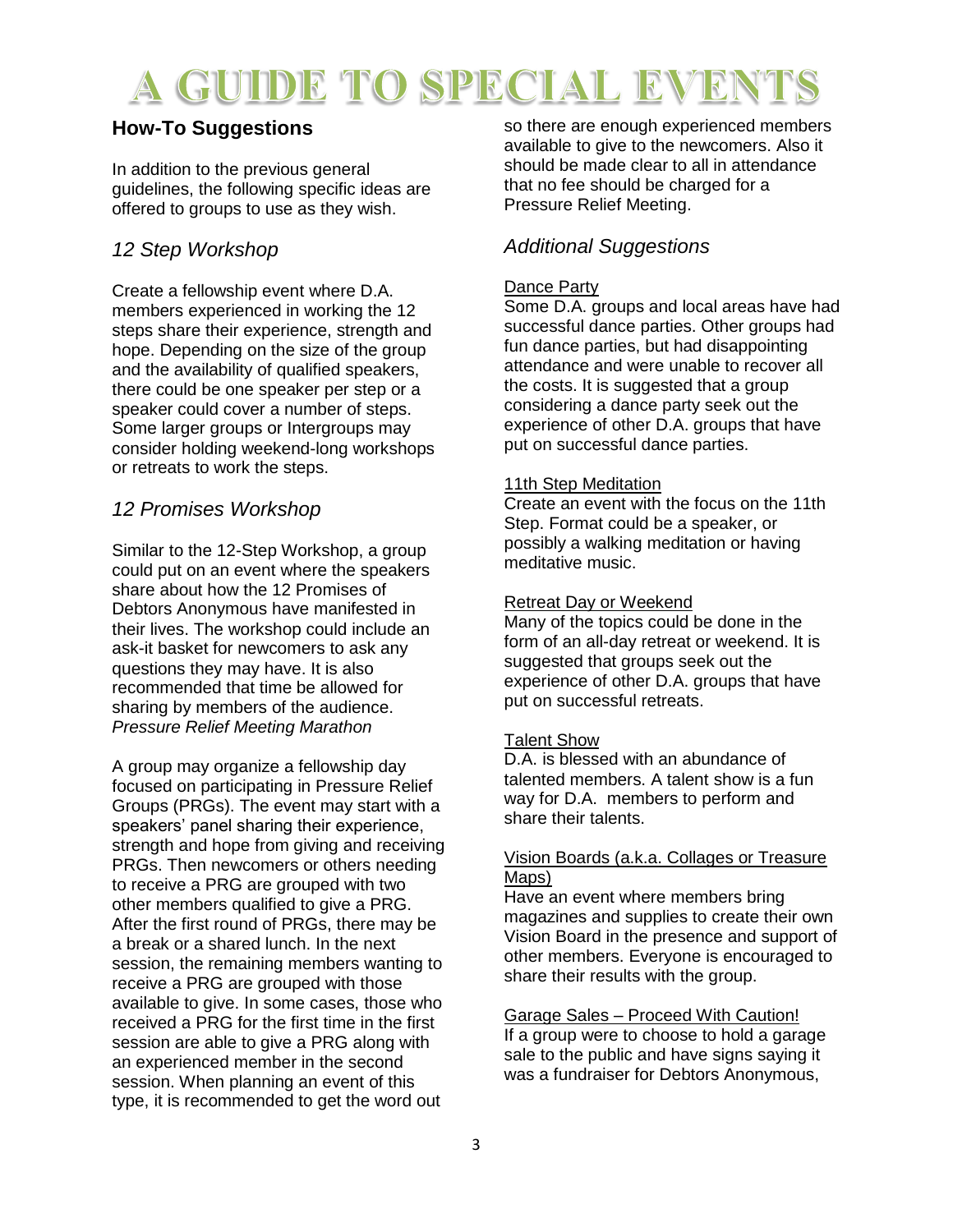# A GUIDE TO SPECIAL EVENTS

## How-To Suggestions

In addition to the previous general guidelines, the following specific ideas are offered to groups to use as they wish.

### *12 Step Workshop*

Create a fellowship event where D.A. members experienced in working the 12 steps share their experience, strength and hope. Depending on the size of the group and the availability of qualified speakers, there could be one speaker per step or a speaker could cover a number of steps. Some larger groups or Intergroups may consider holding weekend-long workshops or retreats to work the steps.

### *12 Promises Workshop*

Similar to the 12-Step Workshop, a group could put on an event where the speakers share about how the 12 Promises of Debtors Anonymous have manifested in their lives. The workshop could include an ask-it basket for newcomers to ask any questions they may have. It is also recommended that time be allowed for sharing by members of the audience.

### *Pressure Relief Meeting Marathon*

A group may organize a fellowship day focused on participating in Pressure Relief Groups (PRGs). The event may start with a speakers' panel sharing their experience, strength and hope from giving and receiving PRGs. Then newcomers or others needing to receive a PRG are grouped with two other members qualified to give a PRG. After the first round of PRGs, there may be a break or a shared lunch. In the next session, the remaining members wanting to receive a PRG are grouped with those available to give. In some cases, those who received a PRG for the first time in the first session are able to give a PRG along with an experienced member in the second session. When planning an event of this type, it is recommended to get the word out so there are enough experienced members available to give to the newcomers. Also it should be made clear to all in attendance that no fee should be charged for a Pressure Relief Meeting.

### *Additional Suggestions*

Dance Party
Some D.A. groups and local areas have had successful dance parties. Other groups had fun dance parties, but had disappointing attendance and were unable to recover all the costs. It is suggested that a group considering a dance party seek out the experience of other D.A. groups that have put on successful dance parties.

11th Step Meditation
Create an event with the focus on the 11th Step. Format could be a speaker, or possibly a walking meditation or having meditative music.

Retreat Day or Weekend
Many of the topics could be done in the form of an all-day retreat or weekend. It is suggested that groups seek out the experience of other D.A. groups that have put on successful retreats.

Talent Show
D.A. is blessed with an abundance of talented members. A talent show is a fun way for D.A. members to perform and share their talents.

Vision Boards (a.k.a. Collages or Treasure Maps)
Have an event where members bring magazines and supplies to create their own Vision Board in the presence and support of other members. Everyone is encouraged to share their results with the group.

Garage Sales – Proceed With Caution!
If a group were to choose to hold a garage sale to the public and have signs saying it was a fundraiser for Debtors Anonymous,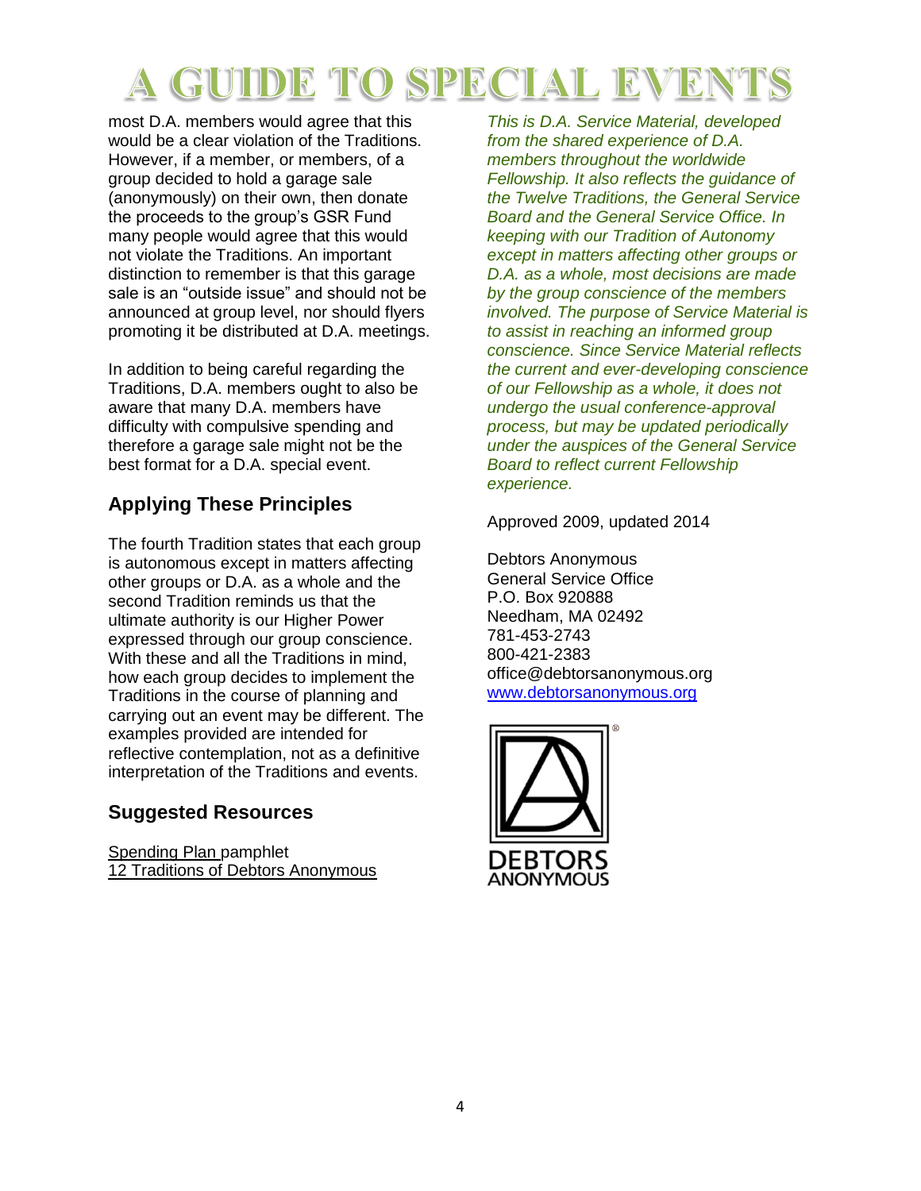most D.A. members would agree that this would be a clear violation of the Traditions. However, if a member, or members, of a group decided to hold a garage sale (anonymously) on their own, then donate the proceeds to the group's GSR Fund many people would agree that this would not violate the Traditions. An important distinction to remember is that this garage sale is an "outside issue" and should not be announced at group level, nor should flyers promoting it be distributed at D.A. meetings.

In addition to being careful regarding the Traditions, D.A. members ought to also be aware that many D.A. members have difficulty with compulsive spending and therefore a garage sale might not be the best format for a D.A. special event.

## Applying These Principles

The fourth Tradition states that each group is autonomous except in matters affecting other groups or D.A. as a whole and the second Tradition reminds us that the ultimate authority is our Higher Power expressed through our group conscience. With these and all the Traditions in mind, how each group decides to implement the Traditions in the course of planning and carrying out an event may be different. The examples provided are intended for reflective contemplation, not as a definitive interpretation of the Traditions and events.

## Suggested Resources

Spending Plan pamphlet
12 Traditions of Debtors Anonymous

*This is D.A. Service Material, developed from the shared experience of D.A. members throughout the worldwide Fellowship. It also reflects the guidance of the Twelve Traditions, the General Service Board and the General Service Office. In keeping with our Tradition of Autonomy except in matters affecting other groups or D.A. as a whole, most decisions are made by the group conscience of the members involved. The purpose of Service Material is to assist in reaching an informed group conscience. Since Service Material reflects the current and ever-developing conscience of our Fellowship as a whole, it does not undergo the usual conference-approval process, but may be updated periodically under the auspices of the General Service Board to reflect current Fellowship experience.*

Approved 2009, updated 2014

Debtors Anonymous
General Service Office
P.O. Box 920888
Needham, MA 02492
781-453-2743
800-421-2383
office@debtorsanonymous.org
www.debtorsanonymous.org

DEBTORS ANONYMOUS